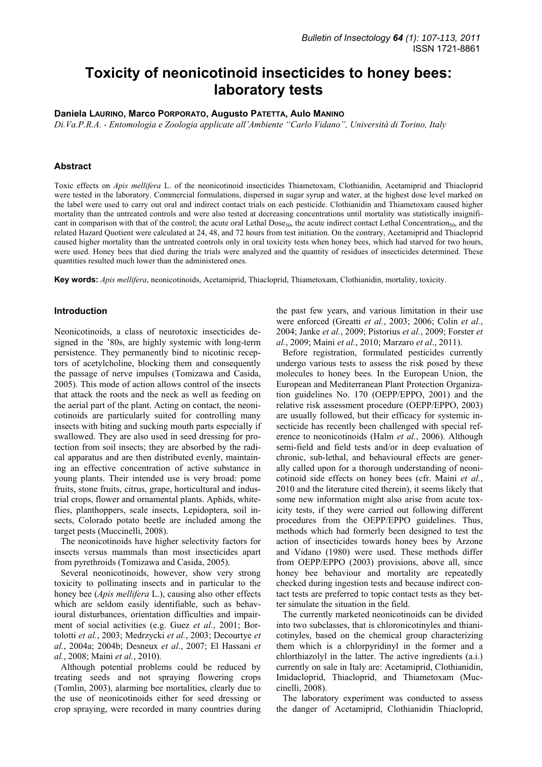# Toxicity of neonicotinoid insecticides to honey bees: laboratory tests

**Daniela LAURINO, Marco PORPORATO, Augusto PATETTA, Aulo MANINO**

*Di.Va.P.R.A. - Entomologia e Zoologia applicate all'Ambiente "Carlo Vidano", Università di Torino, Italy*

### Abstract

Toxic effects on *Apis mellifera* L. of the neonicotinoid insecticides Thiametoxam, Clothianidin, Acetamiprid and Thiacloprid were tested in the laboratory. Commercial formulations, dispersed in sugar syrup and water, at the highest dose level marked on the label were used to carry out oral and indirect contact trials on each pesticide. Clothianidin and Thiametoxam caused higher mortality than the untreated controls and were also tested at decreasing concentrations until mortality was statistically insignificant in comparison with that of the control; the acute oral Lethal $Dose_{50}$, the acute indirect contact Lethal $Concentration_{50}$, and the related Hazard Quotient were calculated at 24, 48, and 72 hours from test initiation. On the contrary, Acetamiprid and Thiacloprid caused higher mortality than the untreated controls only in oral toxicity tests when honey bees, which had starved for two hours, were used. Honey bees that died during the trials were analyzed and the quantity of residues of insecticides determined. These quantities resulted much lower than the administered ones.

**Key words:** *Apis mellifera*, neonicotinoids, Acetamiprid, Thiacloprid, Thiametoxam, Clothianidin, mortality, toxicity.

### Introduction

Neonicotinoids, a class of neurotoxic insecticides designed in the '80s, are highly systemic with long-term persistence. They permanently bind to nicotinic receptors of acetylcholine, blocking them and consequently the passage of nerve impulses (Tomizawa and Casida, 2005). This mode of action allows control of the insects that attack the roots and the neck as well as feeding on the aerial part of the plant. Acting on contact, the neonicotinoids are particularly suited for controlling many insects with biting and sucking mouth parts especially if swallowed. They are also used in seed dressing for protection from soil insects; they are absorbed by the radical apparatus and are then distributed evenly, maintaining an effective concentration of active substance in young plants. Their intended use is very broad: pome fruits, stone fruits, citrus, grape, horticultural and industrial crops, flower and ornamental plants. Aphids, whiteflies, planthoppers, scale insects, Lepidoptera, soil insects, Colorado potato beetle are included among the target pests (Muccinelli, 2008).

The neonicotinoids have higher selectivity factors for insects versus mammals than most insecticides apart from pyrethroids (Tomizawa and Casida, 2005).

Several neonicotinoids, however, show very strong toxicity to pollinating insects and in particular to the honey bee (*Apis mellifera* L.), causing also other effects which are seldom easily identifiable, such as behavioural disturbances, orientation difficulties and impairment of social activities (e.g. Guez *et al.*, 2001; Bortolotti *et al.*, 2003; Medrzycki *et al.*, 2003; Decourtye *et al.*, 2004a; 2004b; Desneux *et al.*, 2007; El Hassani *et al.*, 2008; Maini *et al.*, 2010).

Although potential problems could be reduced by treating seeds and not spraying flowering crops (Tomlin, 2003), alarming bee mortalities, clearly due to the use of neonicotinoids either for seed dressing or crop spraying, were recorded in many countries during the past few years, and various limitation in their use were enforced (Greatti *et al.*, 2003; 2006; Colin *et al.*, 2004; Janke *et al.*, 2009; Pistorius *et al.*, 2009; Forster *et al.*, 2009; Maini *et al.*, 2010; Marzaro *et al*., 2011).

Before registration, formulated pesticides currently undergo various tests to assess the risk posed by these molecules to honey bees. In the European Union, the European and Mediterranean Plant Protection Organization guidelines No. 170 (OEPP/EPPO, 2001) and the relative risk assessment procedure (OEPP/EPPO, 2003) are usually followed, but their efficacy for systemic insecticide has recently been challenged with special reference to neonicotinoids (Halm *et al.*, 2006). Although semi-field and field tests and/or in deep evaluation of chronic, sub-lethal, and behavioural effects are generally called upon for a thorough understanding of neonicotinoid side effects on honey bees (cfr. Maini *et al.*, 2010 and the literature cited therein), it seems likely that some new information might also arise from acute toxicity tests, if they were carried out following different procedures from the OEPP/EPPO guidelines. Thus, methods which had formerly been designed to test the action of insecticides towards honey bees by Arzone and Vidano (1980) were used. These methods differ from OEPP/EPPO (2003) provisions, above all, since honey bee behaviour and mortality are repeatedly checked during ingestion tests and because indirect contact tests are preferred to topic contact tests as they better simulate the situation in the field.

The currently marketed neonicotinoids can be divided into two subclasses, that is chloronicotinyles and thianicotinyles, based on the chemical group characterizing them which is a chlorpyridinyl in the former and a chlorthiazolyl in the latter. The active ingredients (a.i.) currently on sale in Italy are: Acetamiprid, Clothianidin, Imidacloprid, Thiacloprid, and Thiametoxam (Muccinelli, 2008).

The laboratory experiment was conducted to assess the danger of Acetamiprid, Clothianidin Thiacloprid,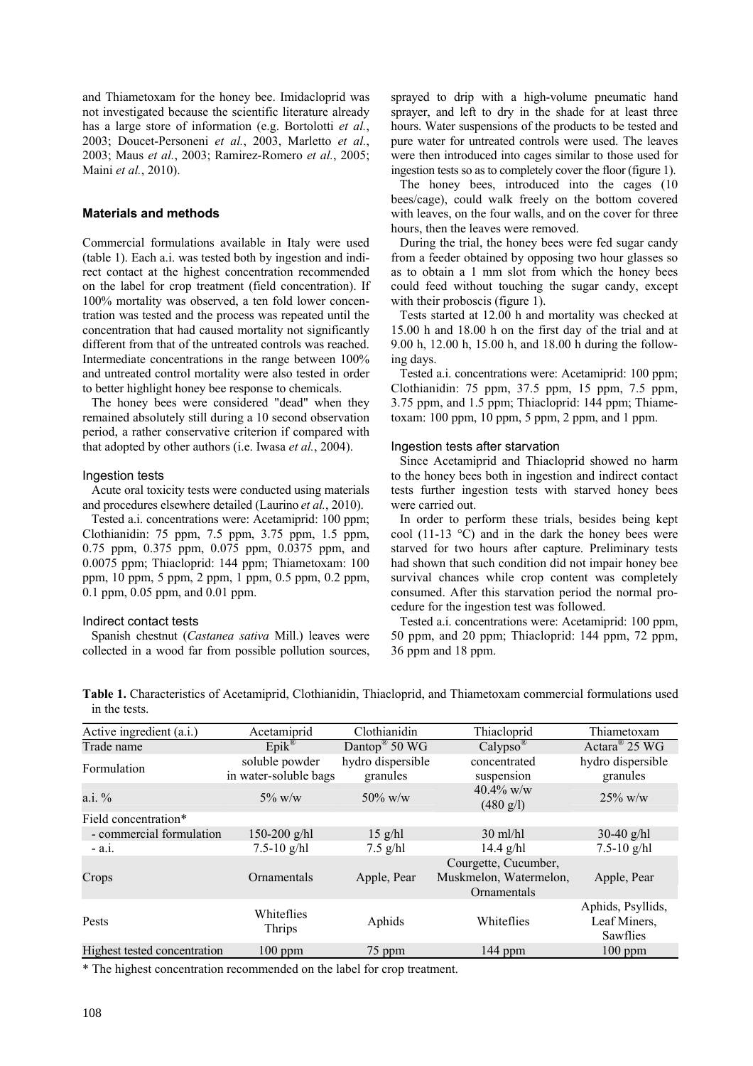and Thiametoxam for the honey bee. Imidacloprid was not investigated because the scientific literature already has a large store of information (e.g. Bortolotti *et al.*, 2003; Doucet-Personeni *et al.*, 2003, Marletto *et al.*, 2003; Maus *et al.*, 2003; Ramirez-Romero *et al.*, 2005; Maini *et al.*, 2010).

## Materials and methods

Commercial formulations available in Italy were used (table 1). Each a.i. was tested both by ingestion and indirect contact at the highest concentration recommended on the label for crop treatment (field concentration). If 100% mortality was observed, a ten fold lower concentration was tested and the process was repeated until the concentration that had caused mortality not significantly different from that of the untreated controls was reached. Intermediate concentrations in the range between 100% and untreated control mortality were also tested in order to better highlight honey bee response to chemicals.

The honey bees were considered "dead" when they remained absolutely still during a 10 second observation period, a rather conservative criterion if compared with that adopted by other authors (i.e. Iwasa *et al.*, 2004).

### Ingestion tests

Acute oral toxicity tests were conducted using materials and procedures elsewhere detailed (Laurino *et al.*, 2010).

Tested a.i. concentrations were: Acetamiprid: 100 ppm; Clothianidin: 75 ppm, 7.5 ppm, 3.75 ppm, 1.5 ppm, 0.75 ppm, 0.375 ppm, 0.075 ppm, 0.0375 ppm, and 0.0075 ppm; Thiacloprid: 144 ppm; Thiametoxam: 100 ppm, 10 ppm, 5 ppm, 2 ppm, 1 ppm, 0.5 ppm, 0.2 ppm, 0.1 ppm, 0.05 ppm, and 0.01 ppm.

### Indirect contact tests

Spanish chestnut (*Castanea sativa* Mill.) leaves were collected in a wood far from possible pollution sources, sprayed to drip with a high-volume pneumatic hand sprayer, and left to dry in the shade for at least three hours. Water suspensions of the products to be tested and pure water for untreated controls were used. The leaves were then introduced into cages similar to those used for ingestion tests so as to completely cover the floor (figure 1).

The honey bees, introduced into the cages (10 bees/cage), could walk freely on the bottom covered with leaves, on the four walls, and on the cover for three hours, then the leaves were removed.

During the trial, the honey bees were fed sugar candy from a feeder obtained by opposing two hour glasses so as to obtain a 1 mm slot from which the honey bees could feed without touching the sugar candy, except with their proboscis (figure 1).

Tests started at 12.00 h and mortality was checked at 15.00 h and 18.00 h on the first day of the trial and at 9.00 h, 12.00 h, 15.00 h, and 18.00 h during the following days.

Tested a.i. concentrations were: Acetamiprid: 100 ppm; Clothianidin: 75 ppm, 37.5 ppm, 15 ppm, 7.5 ppm, 3.75 ppm, and 1.5 ppm; Thiacloprid: 144 ppm; Thiametoxam: 100 ppm, 10 ppm, 5 ppm, 2 ppm, and 1 ppm.

### Ingestion tests after starvation

Since Acetamiprid and Thiacloprid showed no harm to the honey bees both in ingestion and indirect contact tests further ingestion tests with starved honey bees were carried out.

In order to perform these trials, besides being kept cool (11-13 °C) and in the dark the honey bees were starved for two hours after capture. Preliminary tests had shown that such condition did not impair honey bee survival chances while crop content was completely consumed. After this starvation period the normal procedure for the ingestion test was followed.

Tested a.i. concentrations were: Acetamiprid: 100 ppm, 50 ppm, and 20 ppm; Thiacloprid: 144 ppm, 72 ppm, 36 ppm and 18 ppm.

**Table 1.** Characteristics of Acetamiprid, Clothianidin, Thiacloprid, and Thiametoxam commercial formulations used in the tests.

| Active ingredient (a.i.) | Acetamiprid | Clothianidin | Thiacloprid | Thiametoxam |
|---|---|---|---|---|
| Trade name | Epik® | Dantop® 50 WG | Calypso® | Actara® 25 WG |
| Formulation | soluble powder in water-soluble bags | hydro dispersible granules | concentrated suspension | hydro dispersible granules |
| a.i. % | 5% w/w | 50% w/w | 40.4% w/w (480 g/l) | 25% w/w |
| Field concentration* | | | | |
| - commercial formulation | 150-200 g/hl | 15 g/hl | 30 ml/hl | 30-40 g/hl |
| - a.i. | 7.5-10 g/hl | 7.5 g/hl | 14.4 g/hl | 7.5-10 g/hl |
| Crops | Ornamentals | Apple, Pear | Courgette, Cucumber, Muskmelon, Watermelon, Ornamentals | Apple, Pear |
| Pests | Whiteflies Thrips | Aphids | Whiteflies | Aphids, Psyllids, Leaf Miners, Sawflies |
| Highest tested concentration | 100 ppm | 75 ppm | 144 ppm | 100 ppm |

\* The highest concentration recommended on the label for crop treatment.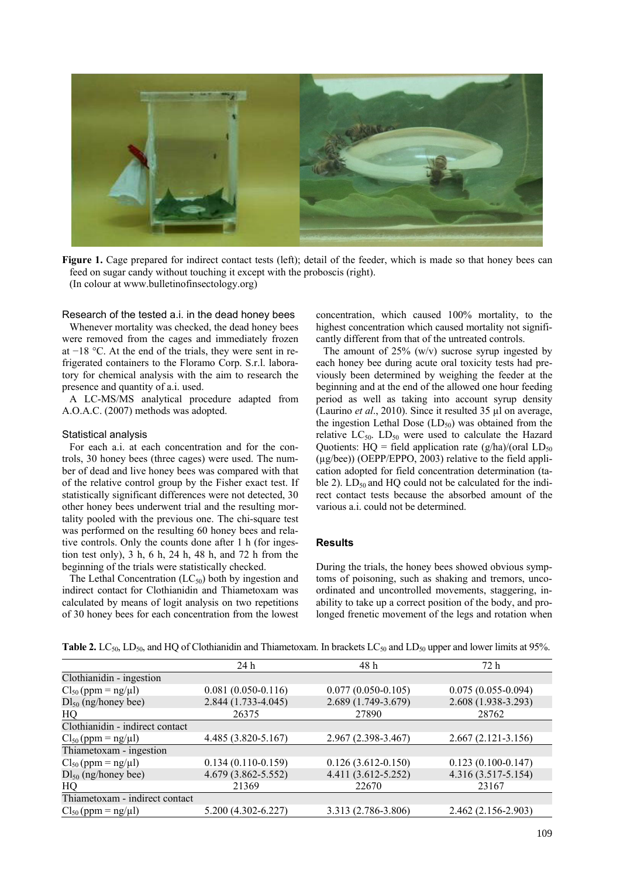**Figure 1.** Cage prepared for indirect contact tests (left); detail of the feeder, which is made so that honey bees can feed on sugar candy without touching it except with the proboscis (right).
(In colour at www.bulletinofinsectology.org)

### Research of the tested a.i. in the dead honey bees

Whenever mortality was checked, the dead honey bees were removed from the cages and immediately frozen at −18 °C. At the end of the trials, they were sent in refrigerated containers to the Floramo Corp. S.r.l. laboratory for chemical analysis with the aim to research the presence and quantity of a.i. used.

A LC-MS/MS analytical procedure adapted from A.O.A.C. (2007) methods was adopted.

### Statistical analysis

For each a.i. at each concentration and for the controls, 30 honey bees (three cages) were used. The number of dead and live honey bees was compared with that of the relative control group by the Fisher exact test. If statistically significant differences were not detected, 30 other honey bees underwent trial and the resulting mortality pooled with the previous one. The chi-square test was performed on the resulting 60 honey bees and relative controls. Only the counts done after 1 h (for ingestion test only), 3 h, 6 h, 24 h, 48 h, and 72 h from the beginning of the trials were statistically checked.

The Lethal Concentration ($LC_{50}$) both by ingestion and indirect contact for Clothianidin and Thiametoxam was calculated by means of logit analysis on two repetitions of 30 honey bees for each concentration from the lowest concentration, which caused 100% mortality, to the highest concentration which caused mortality not significantly different from that of the untreated controls.

The amount of 25% (w/v) sucrose syrup ingested by each honey bee during acute oral toxicity tests had previously been determined by weighing the feeder at the beginning and at the end of the allowed one hour feeding period as well as taking into account syrup density (Laurino *et al*., 2010). Since it resulted 35 µl on average, the ingestion Lethal Dose ($LD_{50}$) was obtained from the relative $LC_{50}$. $LD_{50}$ were used to calculate the Hazard Quotients: HQ = field application rate (g/ha)/(oral $LD_{50}$ (µg/bee)) (OEPP/EPPO, 2003) relative to the field application adopted for field concentration determination (table 2). $LD_{50}$ and HQ could not be calculated for the indirect contact tests because the absorbed amount of the various a.i. could not be determined.

## Results

During the trials, the honey bees showed obvious symptoms of poisoning, such as shaking and tremors, uncoordinated and uncontrolled movements, staggering, inability to take up a correct position of the body, and prolonged frenetic movement of the legs and rotation when

**Table 2.** $LC_{50}$, $LD_{50}$, and HQ of Clothianidin and Thiametoxam. In brackets $LC_{50}$ and $LD_{50}$ upper and lower limits at 95%.

| | 24 h | 48 h | 72 h |
|---|---|---|---|
| Clothianidin - ingestion | | | |
| $Cl_{50}$ (ppm = ng/µl) | 0.081 (0.050-0.116) | 0.077 (0.050-0.105) | 0.075 (0.055-0.094) |
| $Dl_{50}$ (ng/honey bee) | 2.844 (1.733-4.045) | 2.689 (1.749-3.679) | 2.608 (1.938-3.293) |
| HQ | 26375 | 27890 | 28762 |
| Clothianidin - indirect contact | | | |
| $Cl_{50}$ (ppm = ng/µl) | 4.485 (3.820-5.167) | 2.967 (2.398-3.467) | 2.667 (2.121-3.156) |
| Thiametoxam - ingestion | | | |
| $Cl_{50}$ (ppm = ng/µl) | 0.134 (0.110-0.159) | 0.126 (3.612-0.150) | 0.123 (0.100-0.147) |
| $Dl_{50}$ (ng/honey bee) | 4.679 (3.862-5.552) | 4.411 (3.612-5.252) | 4.316 (3.517-5.154) |
| HQ | 21369 | 22670 | 23167 |
| Thiametoxam - indirect contact | | | |
| $Cl_{50}$ (ppm = ng/µl) | 5.200 (4.302-6.227) | 3.313 (2.786-3.806) | 2.462 (2.156-2.903) |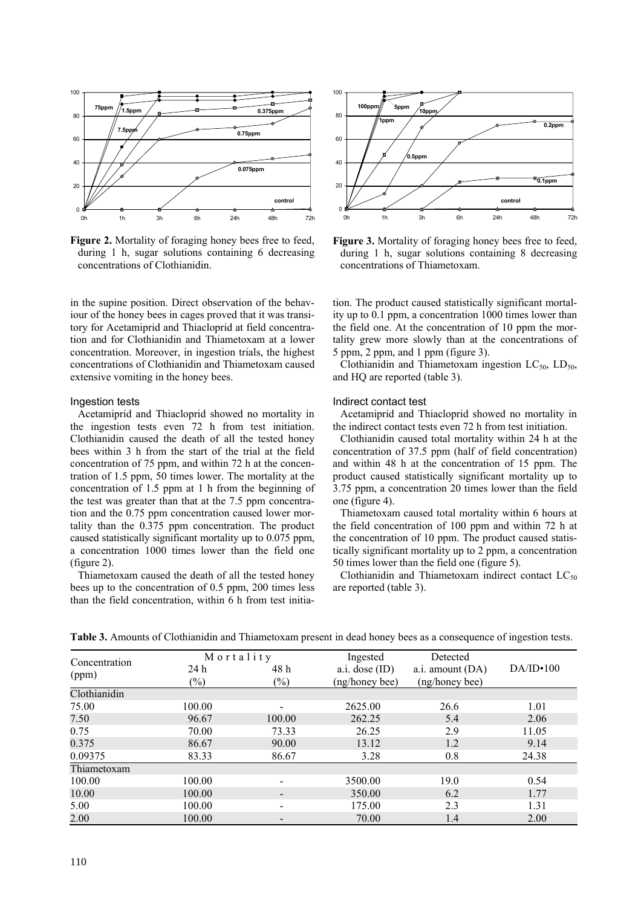**Figure 2.** Mortality of foraging honey bees free to feed, during 1 h, sugar solutions containing 6 decreasing concentrations of Clothianidin.

**Figure 3.** Mortality of foraging honey bees free to feed, during 1 h, sugar solutions containing 8 decreasing concentrations of Thiametoxam.

in the supine position. Direct observation of the behaviour of the honey bees in cages proved that it was transitory for Acetamiprid and Thiacloprid at field concentration and for Clothianidin and Thiametoxam at a lower concentration. Moreover, in ingestion trials, the highest concentrations of Clothianidin and Thiametoxam caused extensive vomiting in the honey bees.

### Ingestion tests

Acetamiprid and Thiacloprid showed no mortality in the ingestion tests even 72 h from test initiation. Clothianidin caused the death of all the tested honey bees within 3 h from the start of the trial at the field concentration of 75 ppm, and within 72 h at the concentration of 1.5 ppm, 50 times lower. The mortality at the concentration of 1.5 ppm at 1 h from the beginning of the test was greater than that at the 7.5 ppm concentration and the 0.75 ppm concentration caused lower mortality than the 0.375 ppm concentration. The product caused statistically significant mortality up to 0.075 ppm, a concentration 1000 times lower than the field one (figure 2).

Thiametoxam caused the death of all the tested honey bees up to the concentration of 0.5 ppm, 200 times less than the field concentration, within 6 h from test initiation. The product caused statistically significant mortality up to 0.1 ppm, a concentration 1000 times lower than the field one. At the concentration of 10 ppm the mortality grew more slowly than at the concentrations of 5 ppm, 2 ppm, and 1 ppm (figure 3).

Clothianidin and Thiametoxam ingestion $LC_{50}$, $LD_{50}$, and HQ are reported (table 3).

### Indirect contact test

Acetamiprid and Thiacloprid showed no mortality in the indirect contact tests even 72 h from test initiation.

Clothianidin caused total mortality within 24 h at the concentration of 37.5 ppm (half of field concentration) and within 48 h at the concentration of 15 ppm. The product caused statistically significant mortality up to 3.75 ppm, a concentration 20 times lower than the field one (figure 4).

Thiametoxam caused total mortality within 6 hours at the field concentration of 100 ppm and within 72 h at the concentration of 10 ppm. The product caused statistically significant mortality up to 2 ppm, a concentration 50 times lower than the field one (figure 5).

Clothianidin and Thiametoxam indirect contact $LC_{50}$ are reported (table 3).

**Table 3.** Amounts of Clothianidin and Thiametoxam present in dead honey bees as a consequence of ingestion tests.

| Concentration (ppm) | Mortality 24 h (%) | Mortality 48 h (%) | Ingested a.i. dose (ID) (ng/honey bee) | Detected a.i. amount (DA) (ng/honey bee) | DA/ID•100 |
|---|---|---|---|---|---|
| Clothianidin | | | | | |
| 75.00 | 100.00 | - | 2625.00 | 26.6 | 1.01 |
| 7.50 | 96.67 | 100.00 | 262.25 | 5.4 | 2.06 |
| 0.75 | 70.00 | 73.33 | 26.25 | 2.9 | 11.05 |
| 0.375 | 86.67 | 90.00 | 13.12 | 1.2 | 9.14 |
| 0.09375 | 83.33 | 86.67 | 3.28 | 0.8 | 24.38 |
| Thiametoxam | | | | | |
| 100.00 | 100.00 | - | 3500.00 | 19.0 | 0.54 |
| 10.00 | 100.00 | - | 350.00 | 6.2 | 1.77 |
| 5.00 | 100.00 | - | 175.00 | 2.3 | 1.31 |
| 2.00 | 100.00 | - | 70.00 | 1.4 | 2.00 |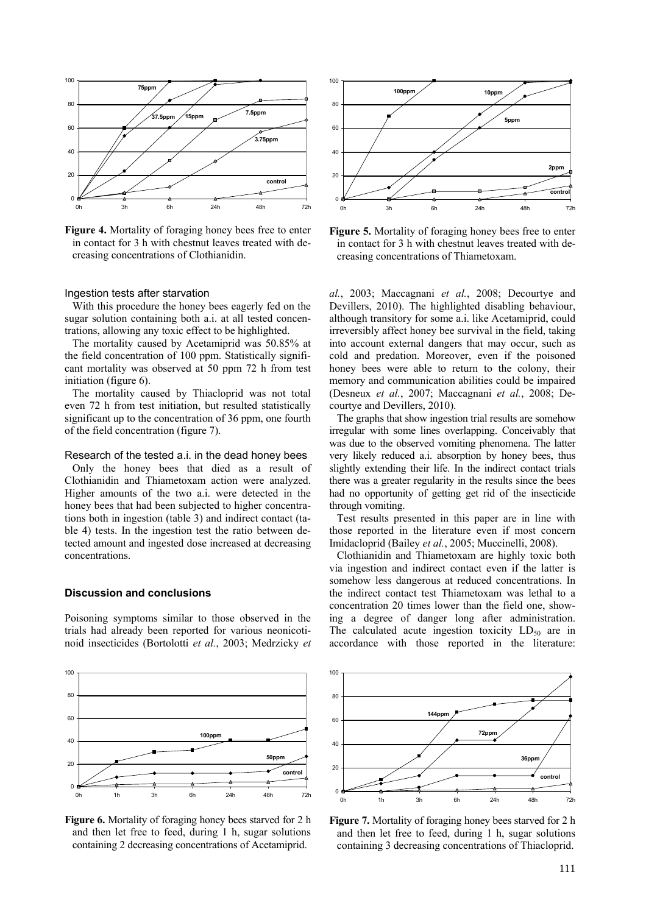Figure 4. Mortality of foraging honey bees free to enter in contact for 3 h with chestnut leaves treated with decreasing concentrations of Clothianidin.

Figure 5. Mortality of foraging honey bees free to enter in contact for 3 h with chestnut leaves treated with decreasing concentrations of Thiametoxam.

### Ingestion tests after starvation

With this procedure the honey bees eagerly fed on the sugar solution containing both a.i. at all tested concentrations, allowing any toxic effect to be highlighted.

The mortality caused by Acetamiprid was 50.85% at the field concentration of 100 ppm. Statistically significant mortality was observed at 50 ppm 72 h from test initiation (figure 6).

The mortality caused by Thiacloprid was not total even 72 h from test initiation, but resulted statistically significant up to the concentration of 36 ppm, one fourth of the field concentration (figure 7).

### Research of the tested a.i. in the dead honey bees

Only the honey bees that died as a result of Clothianidin and Thiametoxam action were analyzed. Higher amounts of the two a.i. were detected in the honey bees that had been subjected to higher concentrations both in ingestion (table 3) and indirect contact (table 4) tests. In the ingestion test the ratio between detected amount and ingested dose increased at decreasing concentrations.

## Discussion and conclusions

Poisoning symptoms similar to those observed in the trials had already been reported for various neonicotinoid insecticides (Bortolotti *et al.*, 2003; Medrzicky *et al.*, 2003; Maccagnani *et al.*, 2008; Decourtye and Devillers, 2010). The highlighted disabling behaviour, although transitory for some a.i. like Acetamiprid, could irreversibly affect honey bee survival in the field, taking into account external dangers that may occur, such as cold and predation. Moreover, even if the poisoned honey bees were able to return to the colony, their memory and communication abilities could be impaired (Desneux *et al.*, 2007; Maccagnani *et al.*, 2008; Decourtye and Devillers, 2010).

The graphs that show ingestion trial results are somehow irregular with some lines overlapping. Conceivably that was due to the observed vomiting phenomena. The latter very likely reduced a.i. absorption by honey bees, thus slightly extending their life. In the indirect contact trials there was a greater regularity in the results since the bees had no opportunity of getting get rid of the insecticide through vomiting.

Test results presented in this paper are in line with those reported in the literature even if most concern Imidacloprid (Bailey *et al.*, 2005; Muccinelli, 2008).

Clothianidin and Thiametoxam are highly toxic both via ingestion and indirect contact even if the latter is somehow less dangerous at reduced concentrations. In the indirect contact test Thiametoxam was lethal to a concentration 20 times lower than the field one, showing a degree of danger long after administration. The calculated acute ingestion toxicity $LD_{50}$ are in accordance with those reported in the literature:

Figure 6. Mortality of foraging honey bees starved for 2 h and then let free to feed, during 1 h, sugar solutions containing 2 decreasing concentrations of Acetamiprid.

Figure 7. Mortality of foraging honey bees starved for 2 h and then let free to feed, during 1 h, sugar solutions containing 3 decreasing concentrations of Thiacloprid.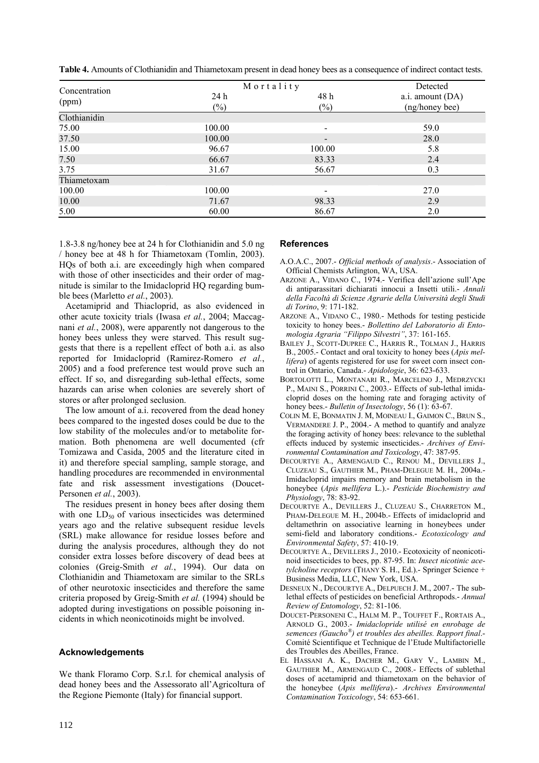**Table 4.** Amounts of Clothianidin and Thiametoxam present in dead honey bees as a consequence of indirect contact tests.

| Concentration (ppm) | Mortality 24 h (%) | Mortality 48 h (%) | Detected a.i. amount (DA) (ng/honey bee) |
|---|---|---|---|
| Clothianidin | | | |
| 75.00 | 100.00 | - | 59.0 |
| 37.50 | 100.00 | - | 28.0 |
| 15.00 | 96.67 | 100.00 | 5.8 |
| 7.50 | 66.67 | 83.33 | 2.4 |
| 3.75 | 31.67 | 56.67 | 0.3 |
| Thiametoxam | | | |
| 100.00 | 100.00 | - | 27.0 |
| 10.00 | 71.67 | 98.33 | 2.9 |
| 5.00 | 60.00 | 86.67 | 2.0 |

1.8-3.8 ng/honey bee at 24 h for Clothianidin and 5.0 ng / honey bee at 48 h for Thiametoxam (Tomlin, 2003). HQs of both a.i. are exceedingly high when compared with those of other insecticides and their order of magnitude is similar to the Imidacloprid HQ regarding bumble bees (Marletto *et al.*, 2003).

Acetamiprid and Thiacloprid, as also evidenced in other acute toxicity trials (Iwasa *et al.*, 2004; Maccagnani *et al.*, 2008), were apparently not dangerous to the honey bees unless they were starved. This result suggests that there is a repellent effect of both a.i. as also reported for Imidacloprid (Ramirez-Romero *et al.*, 2005) and a food preference test would prove such an effect. If so, and disregarding sub-lethal effects, some hazards can arise when colonies are severely short of stores or after prolonged seclusion.

The low amount of a.i. recovered from the dead honey bees compared to the ingested doses could be due to the low stability of the molecules and/or to metabolite formation. Both phenomena are well documented (cfr Tomizawa and Casida, 2005 and the literature cited in it) and therefore special sampling, sample storage, and handling procedures are recommended in environmental fate and risk assessment investigations (Doucet-Personen *et al.*, 2003).

The residues present in honey bees after dosing them with one $LD_{50}$ of various insecticides was determined years ago and the relative subsequent residue levels (SRL) make allowance for residue losses before and during the analysis procedures, although they do not consider extra losses before discovery of dead bees at colonies (Greig-Smith *et al.*, 1994). Our data on Clothianidin and Thiametoxam are similar to the SRLs of other neurotoxic insecticides and therefore the same criteria proposed by Greig-Smith *et al.* (1994) should be adopted during investigations on possible poisoning incidents in which neonicotinoids might be involved.

## Acknowledgements

We thank Floramo Corp. S.r.l. for chemical analysis of dead honey bees and the Assessorato all'Agricoltura of the Regione Piemonte (Italy) for financial support.

## References

A.O.A.C., 2007.- *Official methods of analysis*.- Association of Official Chemists Arlington, WA, USA.

ARZONE A., VIDANO C., 1974.- Verifica dell'azione sull'Ape di antiparassitari dichiarati innocui a Insetti utili.- *Annali della Facoltà di Scienze Agrarie della Università degli Studi di Torino*, 9: 171-182.

ARZONE A., VIDANO C., 1980.- Methods for testing pesticide toxicity to honey bees.- *Bollettino del Laboratorio di Entomologia Agraria "Filippo Silvestri"*, 37: 161-165.

BAILEY J., SCOTT-DUPREE C., HARRIS R., TOLMAN J., HARRIS B., 2005.- Contact and oral toxicity to honey bees (*Apis mellifera*) of agents registered for use for sweet corn insect control in Ontario, Canada.- *Apidologie*, 36: 623-633.

BORTOLOTTI L., MONTANARI R., MARCELINO J., MEDRZYCKI P., MAINI S., PORRINI C., 2003.- Effects of sub-lethal imidacloprid doses on the homing rate and foraging activity of honey bees.- *Bulletin of Insectology*, 56 (1): 63-67.

COLIN M. E, BONMATIN J. M, MOINEAU I., GAIMON C., BRUN S., VERMANDERE J. P., 2004.- A method to quantify and analyze the foraging activity of honey bees: relevance to the sublethal effects induced by systemic insecticides.- *Archives of Environmental Contamination and Toxicology*, 47: 387-95.

DECOURTYE A., ARMENGAUD C., RENOU M., DEVILLERS J., CLUZEAU S., GAUTHIER M., PHAM-DELEGUE M. H., 2004a.- Imidacloprid impairs memory and brain metabolism in the honeybee (*Apis mellifera* L.).- *Pesticide Biochemistry and Physiology*, 78: 83-92.

DECOURTYE A., DEVILLERS J., CLUZEAU S., CHARRETON M., PHAM-DELEGUE M. H., 2004b.- Effects of imidacloprid and deltamethrin on associative learning in honeybees under semi-field and laboratory conditions.- *Ecotoxicology and Environmental Safety*, 57: 410-19.

DECOURTYE A., DEVILLERS J., 2010.- Ecotoxicity of neonicotinoid insecticides to bees, pp. 87-95. In: *Insect nicotinic acetylcholine receptors* (THANY S. H., Ed.).- Springer Science + Business Media, LLC, New York, USA.

DESNEUX N., DECOURTYE A., DELPUECH J. M., 2007.- The sublethal effects of pesticides on beneficial Arthropods.- *Annual Review of Entomology*, 52: 81-106.

DOUCET-PERSONENI C., HALM M. P., TOUFFET F., RORTAIS A., ARNOLD G., 2003.- *Imidaclopride utilisé en enrobage de semences (Gaucho®) et troubles des abeilles. Rapport final*.- Comité Scientifique et Technique de l'Etude Multifactorielle des Troubles des Abeilles, France.

EL HASSANI A. K., DACHER M., GARY V., LAMBIN M., GAUTHIER M., ARMENGAUD C., 2008.- Effects of sublethal doses of acetamiprid and thiamethoxam on the behavior of the honeybee (*Apis mellifera*).- *Archives Environmental Contamination Toxicology*, 54: 653-661.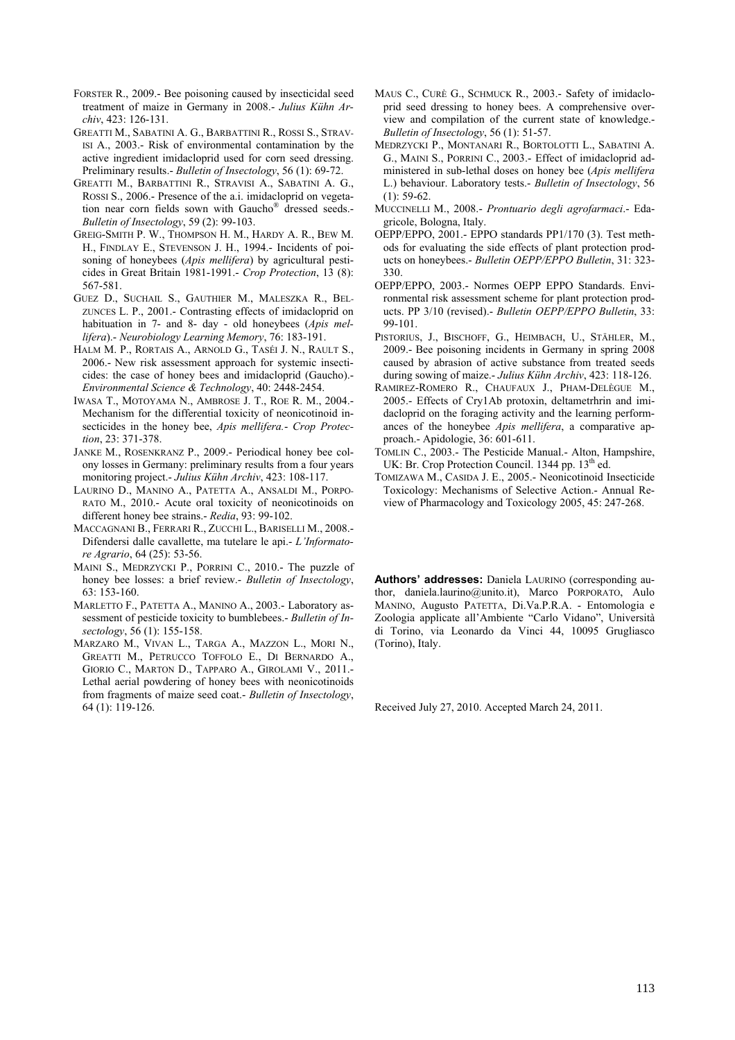FORSTER R., 2009.- Bee poisoning caused by insecticidal seed treatment of maize in Germany in 2008.- *Julius Kühn Archiv*, 423: 126-131.

GREATTI M., SABATINI A. G., BARBATTINI R., ROSSI S., STRAVISI A., 2003.- Risk of environmental contamination by the active ingredient imidacloprid used for corn seed dressing. Preliminary results.- *Bulletin of Insectology*, 56 (1): 69-72.

GREATTI M., BARBATTINI R., STRAVISI A., SABATINI A. G., ROSSI S., 2006.- Presence of the a.i. imidacloprid on vegetation near corn fields sown with Gaucho® dressed seeds.- *Bulletin of Insectology*, 59 (2): 99-103.

GREIG-SMITH P. W., THOMPSON H. M., HARDY A. R., BEW M. H., FINDLAY E., STEVENSON J. H., 1994.- Incidents of poisoning of honeybees (*Apis mellifera*) by agricultural pesticides in Great Britain 1981-1991.- *Crop Protection*, 13 (8): 567-581.

GUEZ D., SUCHAIL S., GAUTHIER M., MALESZKA R., BELZUNCES L. P., 2001.- Contrasting effects of imidacloprid on habituation in 7- and 8- day - old honeybees (*Apis mellifera*).- *Neurobiology Learning Memory*, 76: 183-191.

HALM M. P., RORTAIS A., ARNOLD G., TASÉI J. N., RAULT S., 2006.- New risk assessment approach for systemic insecticides: the case of honey bees and imidacloprid (Gaucho).- *Environmental Science & Technology*, 40: 2448-2454.

IWASA T., MOTOYAMA N., AMBROSE J. T., ROE R. M., 2004.- Mechanism for the differential toxicity of neonicotinoid insecticides in the honey bee, *Apis mellifera*.- *Crop Protection*, 23: 371-378.

JANKE M., ROSENKRANZ P., 2009.- Periodical honey bee colony losses in Germany: preliminary results from a four years monitoring project.- *Julius Kühn Archiv*, 423: 108-117.

LAURINO D., MANINO A., PATETTA A., ANSALDI M., PORPORATO M., 2010.- Acute oral toxicity of neonicotinoids on different honey bee strains.- *Redia*, 93: 99-102.

MACCAGNANI B., FERRARI R., ZUCCHI L., BARISELLI M., 2008.- Difendersi dalle cavallette, ma tutelare le api.- *L'Informatore Agrario*, 64 (25): 53-56.

MAINI S., MEDRZYCKI P., PORRINI C., 2010.- The puzzle of honey bee losses: a brief review.- *Bulletin of Insectology*, 63: 153-160.

MARLETTO F., PATETTA A., MANINO A., 2003.- Laboratory assessment of pesticide toxicity to bumblebees.- *Bulletin of Insectology*, 56 (1): 155-158.

MARZARO M., VIVAN L., TARGA A., MAZZON L., MORI N., GREATTI M., PETRUCCO TOFFOLO E., DI BERNARDO A., GIORIO C., MARTON D., TAPPARO A., GIROLAMI V., 2011.- Lethal aerial powdering of honey bees with neonicotinoids from fragments of maize seed coat.- *Bulletin of Insectology*, 64 (1): 119-126.

MAUS C., CURÈ G., SCHMUCK R., 2003.- Safety of imidacloprid seed dressing to honey bees. A comprehensive overview and compilation of the current state of knowledge.- *Bulletin of Insectology*, 56 (1): 51-57.

MEDRZYCKI P., MONTANARI R., BORTOLOTTI L., SABATINI A. G., MAINI S., PORRINI C., 2003.- Effect of imidacloprid administered in sub-lethal doses on honey bee (*Apis mellifera* L.) behaviour. Laboratory tests.- *Bulletin of Insectology*, 56 (1): 59-62.

MUCCINELLI M., 2008.- *Prontuario degli agrofarmaci*.- Edagricole, Bologna, Italy.

OEPP/EPPO, 2001.- EPPO standards PP1/170 (3). Test methods for evaluating the side effects of plant protection products on honeybees.- *Bulletin OEPP/EPPO Bulletin*, 31: 323-330.

OEPP/EPPO, 2003.- Normes OEPP EPPO Standards. Environmental risk assessment scheme for plant protection products. PP 3/10 (revised).- *Bulletin OEPP/EPPO Bulletin*, 33: 99-101.

PISTORIUS, J., BISCHOFF, G., HEIMBACH, U., STÄHLER, M., 2009.- Bee poisoning incidents in Germany in spring 2008 caused by abrasion of active substance from treated seeds during sowing of maize.- *Julius Kühn Archiv*, 423: 118-126.

RAMIREZ-ROMERO R., CHAUFAUX J., PHAM-DELÈGUE M., 2005.- Effects of Cry1Ab protoxin, deltametrhrin and imidacloprid on the foraging activity and the learning performances of the honeybee *Apis mellifera*, a comparative approach.- Apidologie, 36: 601-611.

TOMLIN C., 2003.- The Pesticide Manual.- Alton, Hampshire, UK: Br. Crop Protection Council. 1344 pp. $13^{th}$ ed.

TOMIZAWA M., CASIDA J. E., 2005.- Neonicotinoid Insecticide Toxicology: Mechanisms of Selective Action.- Annual Review of Pharmacology and Toxicology 2005, 45: 247-268.

**Authors' addresses:** Daniela LAURINO (corresponding author, daniela.laurino@unito.it), Marco PORPORATO, Aulo MANINO, Augusto PATETTA, Di.Va.P.R.A. - Entomologia e Zoologia applicate all'Ambiente "Carlo Vidano", Università di Torino, via Leonardo da Vinci 44, 10095 Grugliasco (Torino), Italy.

Received July 27, 2010. Accepted March 24, 2011.